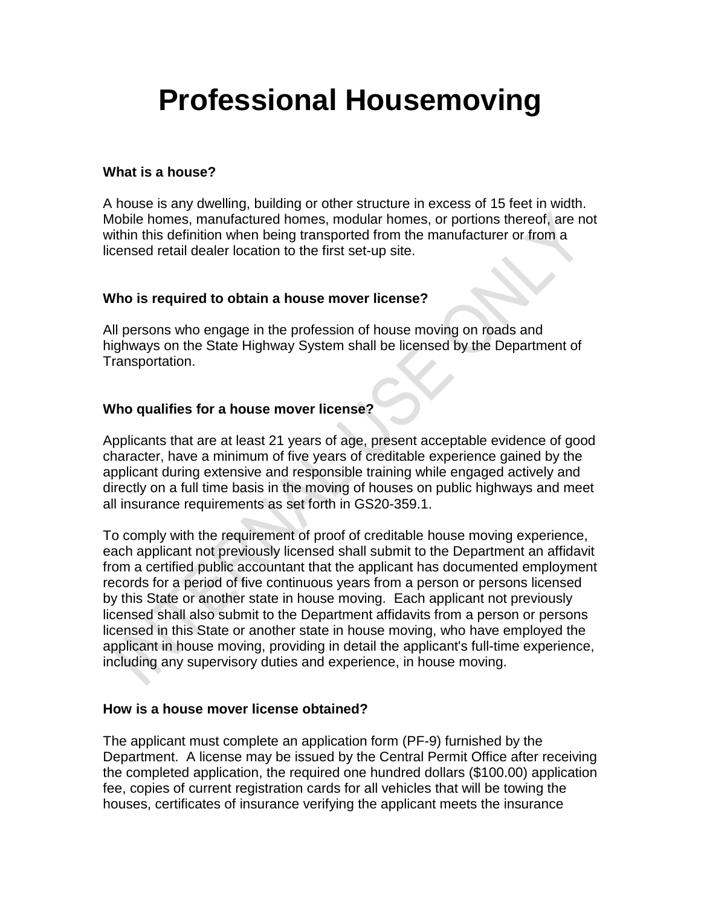# Professional Housemoving

**What is a house?**

A house is any dwelling, building or other structure in excess of 15 feet in width. Mobile homes, manufactured homes, modular homes, or portions thereof, are not within this definition when being transported from the manufacturer or from a licensed retail dealer location to the first set-up site.

**Who is required to obtain a house mover license?**

All persons who engage in the profession of house moving on roads and highways on the State Highway System shall be licensed by the Department of Transportation.

**Who qualifies for a house mover license?**

Applicants that are at least 21 years of age, present acceptable evidence of good character, have a minimum of five years of creditable experience gained by the applicant during extensive and responsible training while engaged actively and directly on a full time basis in the moving of houses on public highways and meet all insurance requirements as set forth in GS20-359.1.

To comply with the requirement of proof of creditable house moving experience, each applicant not previously licensed shall submit to the Department an affidavit from a certified public accountant that the applicant has documented employment records for a period of five continuous years from a person or persons licensed by this State or another state in house moving. Each applicant not previously licensed shall also submit to the Department affidavits from a person or persons licensed in this State or another state in house moving, who have employed the applicant in house moving, providing in detail the applicant's full-time experience, including any supervisory duties and experience, in house moving.

**How is a house mover license obtained?**

The applicant must complete an application form (PF-9) furnished by the Department. A license may be issued by the Central Permit Office after receiving the completed application, the required one hundred dollars ($100.00) application fee, copies of current registration cards for all vehicles that will be towing the houses, certificates of insurance verifying the applicant meets the insurance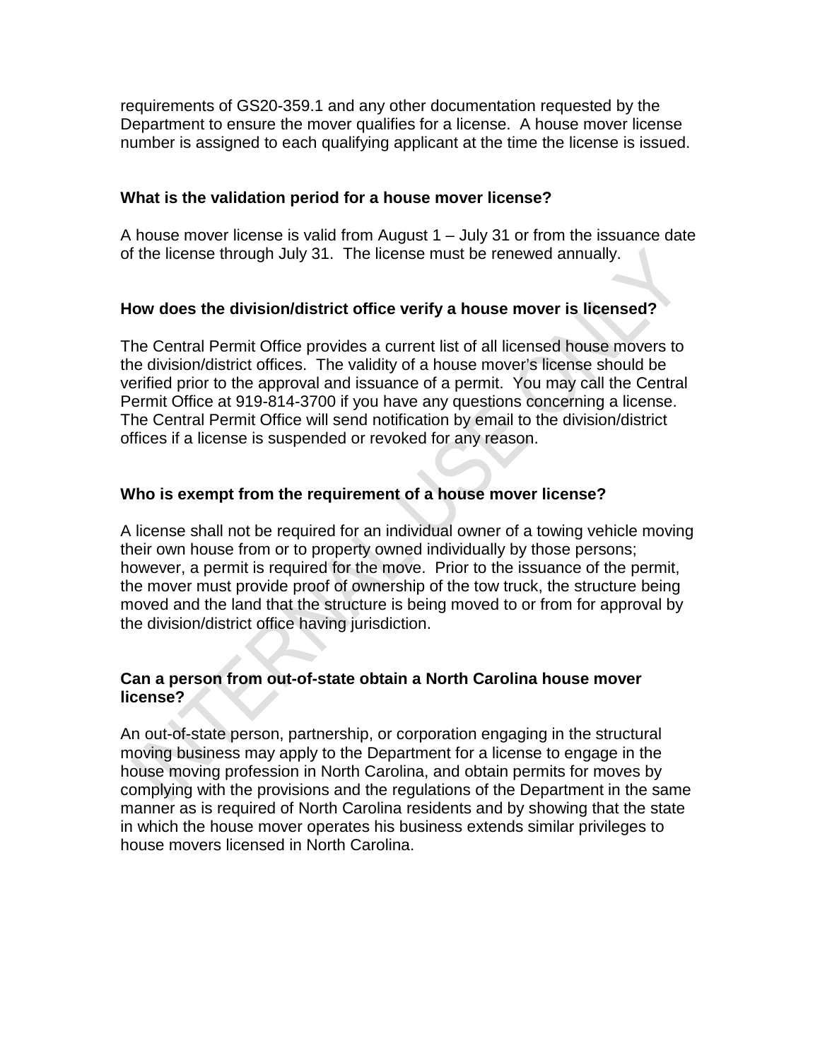requirements of GS20-359.1 and any other documentation requested by the Department to ensure the mover qualifies for a license. A house mover license number is assigned to each qualifying applicant at the time the license is issued.

**What is the validation period for a house mover license?**

A house mover license is valid from August 1 – July 31 or from the issuance date of the license through July 31. The license must be renewed annually.

**How does the division/district office verify a house mover is licensed?**

The Central Permit Office provides a current list of all licensed house movers to the division/district offices. The validity of a house mover's license should be verified prior to the approval and issuance of a permit. You may call the Central Permit Office at 919-814-3700 if you have any questions concerning a license. The Central Permit Office will send notification by email to the division/district offices if a license is suspended or revoked for any reason.

**Who is exempt from the requirement of a house mover license?**

A license shall not be required for an individual owner of a towing vehicle moving their own house from or to property owned individually by those persons; however, a permit is required for the move. Prior to the issuance of the permit, the mover must provide proof of ownership of the tow truck, the structure being moved and the land that the structure is being moved to or from for approval by the division/district office having jurisdiction.

**Can a person from out-of-state obtain a North Carolina house mover license?**

An out-of-state person, partnership, or corporation engaging in the structural moving business may apply to the Department for a license to engage in the house moving profession in North Carolina, and obtain permits for moves by complying with the provisions and the regulations of the Department in the same manner as is required of North Carolina residents and by showing that the state in which the house mover operates his business extends similar privileges to house movers licensed in North Carolina.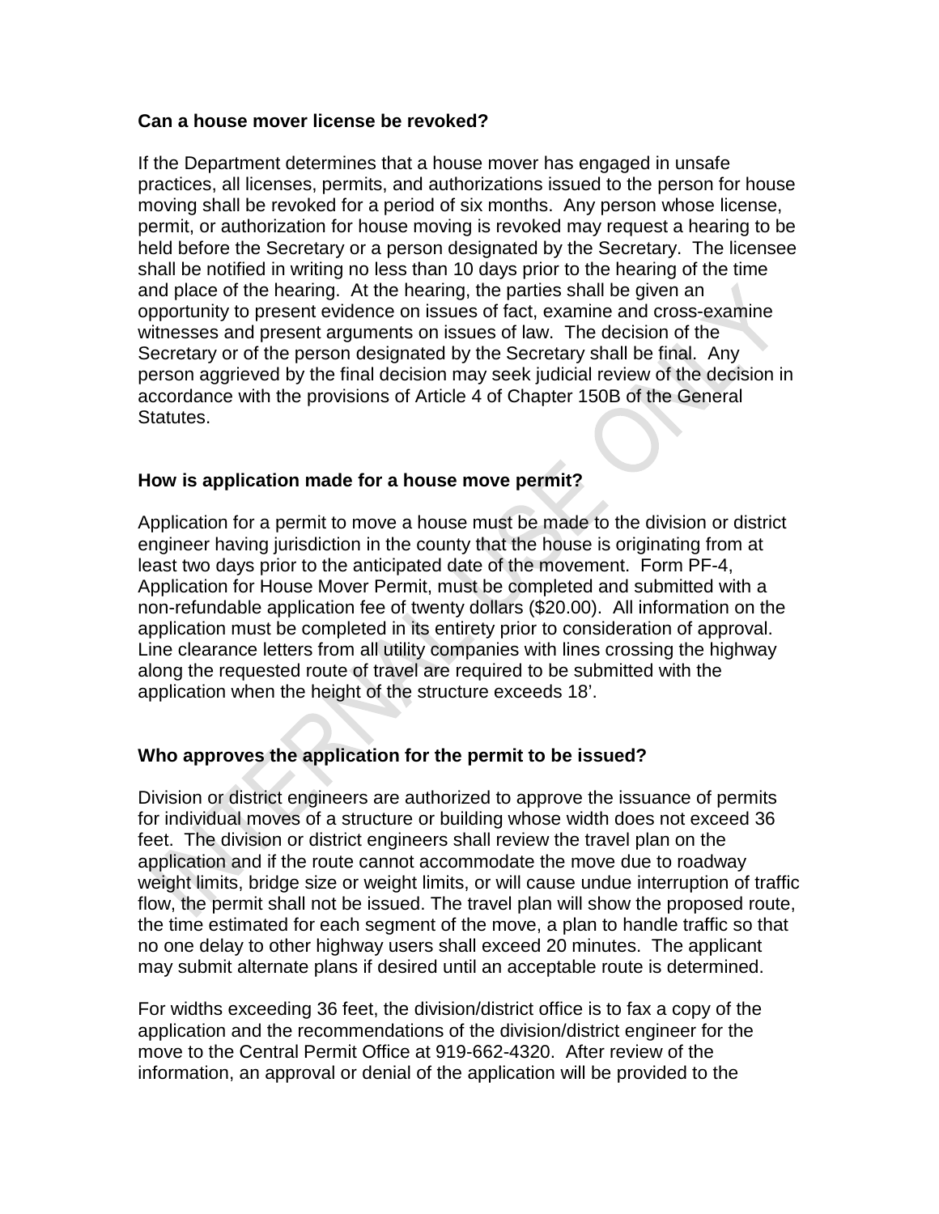**Can a house mover license be revoked?**

If the Department determines that a house mover has engaged in unsafe practices, all licenses, permits, and authorizations issued to the person for house moving shall be revoked for a period of six months. Any person whose license, permit, or authorization for house moving is revoked may request a hearing to be held before the Secretary or a person designated by the Secretary. The licensee shall be notified in writing no less than 10 days prior to the hearing of the time and place of the hearing. At the hearing, the parties shall be given an opportunity to present evidence on issues of fact, examine and cross-examine witnesses and present arguments on issues of law. The decision of the Secretary or of the person designated by the Secretary shall be final. Any person aggrieved by the final decision may seek judicial review of the decision in accordance with the provisions of Article 4 of Chapter 150B of the General Statutes.

**How is application made for a house move permit?**

Application for a permit to move a house must be made to the division or district engineer having jurisdiction in the county that the house is originating from at least two days prior to the anticipated date of the movement. Form PF-4, Application for House Mover Permit, must be completed and submitted with a non-refundable application fee of twenty dollars ($20.00). All information on the application must be completed in its entirety prior to consideration of approval. Line clearance letters from all utility companies with lines crossing the highway along the requested route of travel are required to be submitted with the application when the height of the structure exceeds 18'.

**Who approves the application for the permit to be issued?**

Division or district engineers are authorized to approve the issuance of permits for individual moves of a structure or building whose width does not exceed 36 feet. The division or district engineers shall review the travel plan on the application and if the route cannot accommodate the move due to roadway weight limits, bridge size or weight limits, or will cause undue interruption of traffic flow, the permit shall not be issued. The travel plan will show the proposed route, the time estimated for each segment of the move, a plan to handle traffic so that no one delay to other highway users shall exceed 20 minutes. The applicant may submit alternate plans if desired until an acceptable route is determined.

For widths exceeding 36 feet, the division/district office is to fax a copy of the application and the recommendations of the division/district engineer for the move to the Central Permit Office at 919-662-4320. After review of the information, an approval or denial of the application will be provided to the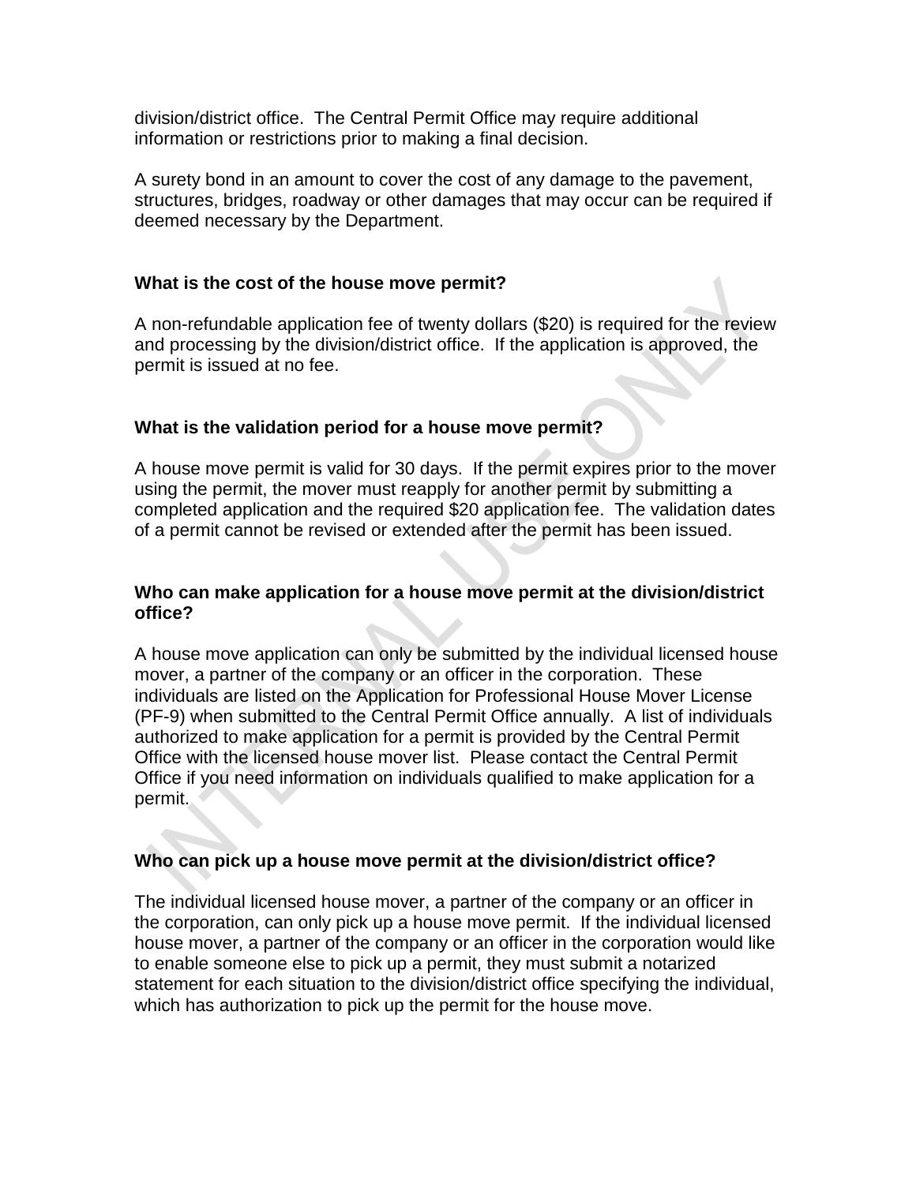division/district office. The Central Permit Office may require additional information or restrictions prior to making a final decision.

A surety bond in an amount to cover the cost of any damage to the pavement, structures, bridges, roadway or other damages that may occur can be required if deemed necessary by the Department.

**What is the cost of the house move permit?**

A non-refundable application fee of twenty dollars ($20) is required for the review and processing by the division/district office. If the application is approved, the permit is issued at no fee.

**What is the validation period for a house move permit?**

A house move permit is valid for 30 days. If the permit expires prior to the mover using the permit, the mover must reapply for another permit by submitting a completed application and the required $20 application fee. The validation dates of a permit cannot be revised or extended after the permit has been issued.

**Who can make application for a house move permit at the division/district office?**

A house move application can only be submitted by the individual licensed house mover, a partner of the company or an officer in the corporation. These individuals are listed on the Application for Professional House Mover License (PF-9) when submitted to the Central Permit Office annually. A list of individuals authorized to make application for a permit is provided by the Central Permit Office with the licensed house mover list. Please contact the Central Permit Office if you need information on individuals qualified to make application for a permit.

**Who can pick up a house move permit at the division/district office?**

The individual licensed house mover, a partner of the company or an officer in the corporation, can only pick up a house move permit. If the individual licensed house mover, a partner of the company or an officer in the corporation would like to enable someone else to pick up a permit, they must submit a notarized statement for each situation to the division/district office specifying the individual, which has authorization to pick up the permit for the house move.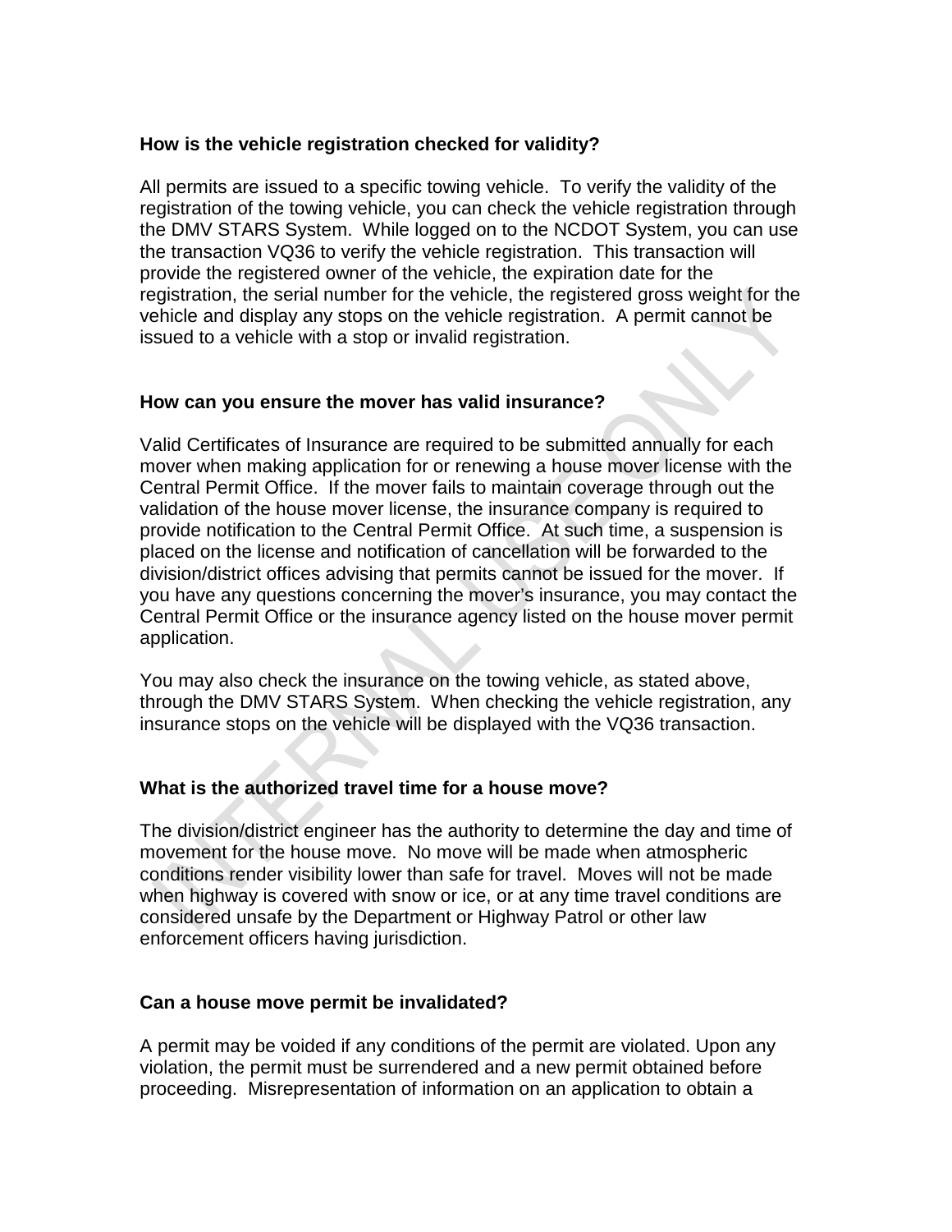**How is the vehicle registration checked for validity?**

All permits are issued to a specific towing vehicle. To verify the validity of the registration of the towing vehicle, you can check the vehicle registration through the DMV STARS System. While logged on to the NCDOT System, you can use the transaction VQ36 to verify the vehicle registration. This transaction will provide the registered owner of the vehicle, the expiration date for the registration, the serial number for the vehicle, the registered gross weight for the vehicle and display any stops on the vehicle registration. A permit cannot be issued to a vehicle with a stop or invalid registration.

**How can you ensure the mover has valid insurance?**

Valid Certificates of Insurance are required to be submitted annually for each mover when making application for or renewing a house mover license with the Central Permit Office. If the mover fails to maintain coverage through out the validation of the house mover license, the insurance company is required to provide notification to the Central Permit Office. At such time, a suspension is placed on the license and notification of cancellation will be forwarded to the division/district offices advising that permits cannot be issued for the mover. If you have any questions concerning the mover's insurance, you may contact the Central Permit Office or the insurance agency listed on the house mover permit application.

You may also check the insurance on the towing vehicle, as stated above, through the DMV STARS System. When checking the vehicle registration, any insurance stops on the vehicle will be displayed with the VQ36 transaction.

**What is the authorized travel time for a house move?**

The division/district engineer has the authority to determine the day and time of movement for the house move. No move will be made when atmospheric conditions render visibility lower than safe for travel. Moves will not be made when highway is covered with snow or ice, or at any time travel conditions are considered unsafe by the Department or Highway Patrol or other law enforcement officers having jurisdiction.

**Can a house move permit be invalidated?**

A permit may be voided if any conditions of the permit are violated. Upon any violation, the permit must be surrendered and a new permit obtained before proceeding. Misrepresentation of information on an application to obtain a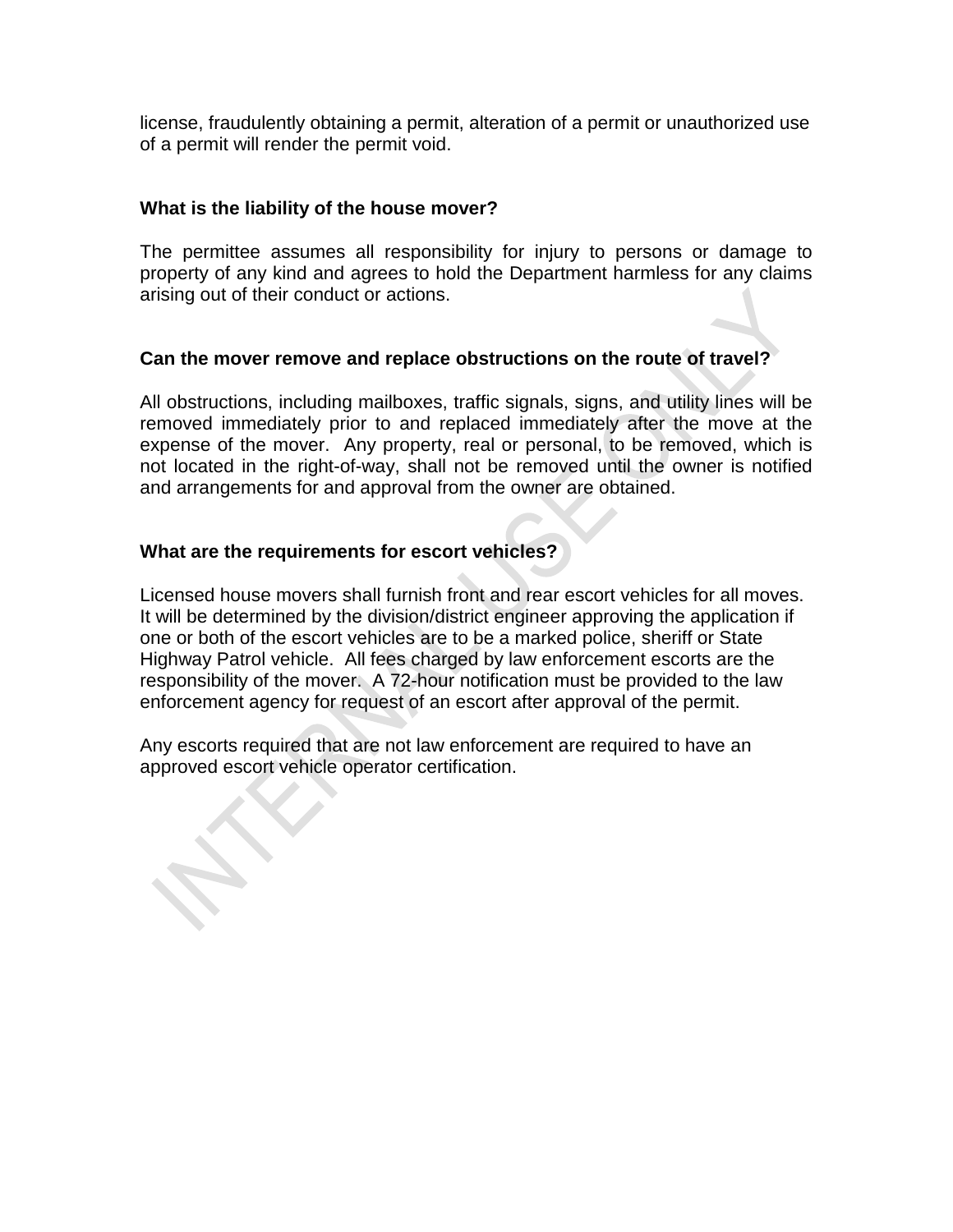license, fraudulently obtaining a permit, alteration of a permit or unauthorized use of a permit will render the permit void.

**What is the liability of the house mover?**

The permittee assumes all responsibility for injury to persons or damage to property of any kind and agrees to hold the Department harmless for any claims arising out of their conduct or actions.

**Can the mover remove and replace obstructions on the route of travel?**

All obstructions, including mailboxes, traffic signals, signs, and utility lines will be removed immediately prior to and replaced immediately after the move at the expense of the mover. Any property, real or personal, to be removed, which is not located in the right-of-way, shall not be removed until the owner is notified and arrangements for and approval from the owner are obtained.

**What are the requirements for escort vehicles?**

Licensed house movers shall furnish front and rear escort vehicles for all moves. It will be determined by the division/district engineer approving the application if one or both of the escort vehicles are to be a marked police, sheriff or State Highway Patrol vehicle. All fees charged by law enforcement escorts are the responsibility of the mover. A 72-hour notification must be provided to the law enforcement agency for request of an escort after approval of the permit.

Any escorts required that are not law enforcement are required to have an approved escort vehicle operator certification.